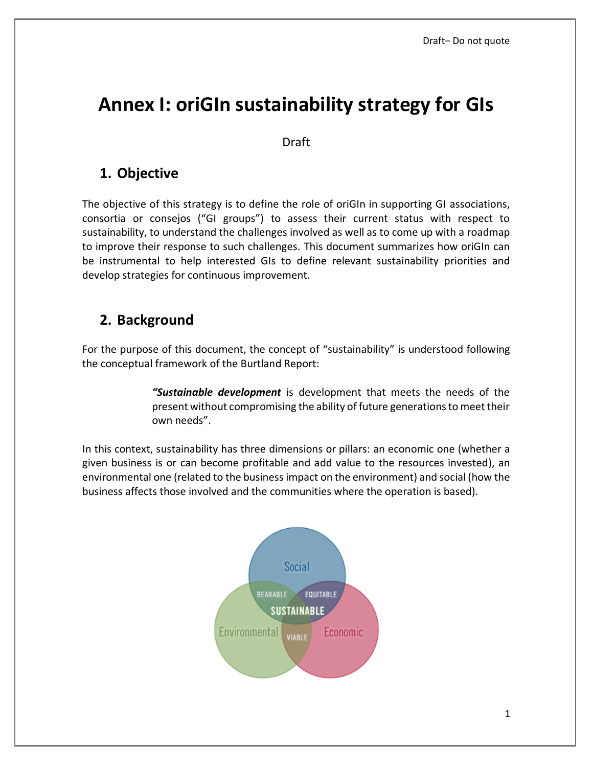# Annex I: oriGIn sustainability strategy for GIs

Draft

## 1. Objective

The objective of this strategy is to define the role of oriGIn in supporting GI associations, consortia or consejos ("GI groups") to assess their current status with respect to sustainability, to understand the challenges involved as well as to come up with a roadmap to improve their response to such challenges. This document summarizes how oriGIn can be instrumental to help interested GIs to define relevant sustainability priorities and develop strategies for continuous improvement.

## 2. Background

For the purpose of this document, the concept of "sustainability" is understood following the conceptual framework of the Burtland Report:

> ***"Sustainable development*** is development that meets the needs of the present without compromising the ability of future generations to meet their own needs".

In this context, sustainability has three dimensions or pillars: an economic one (whether a given business is or can become profitable and add value to the resources invested), an environmental one (related to the business impact on the environment) and social (how the business affects those involved and the communities where the operation is based).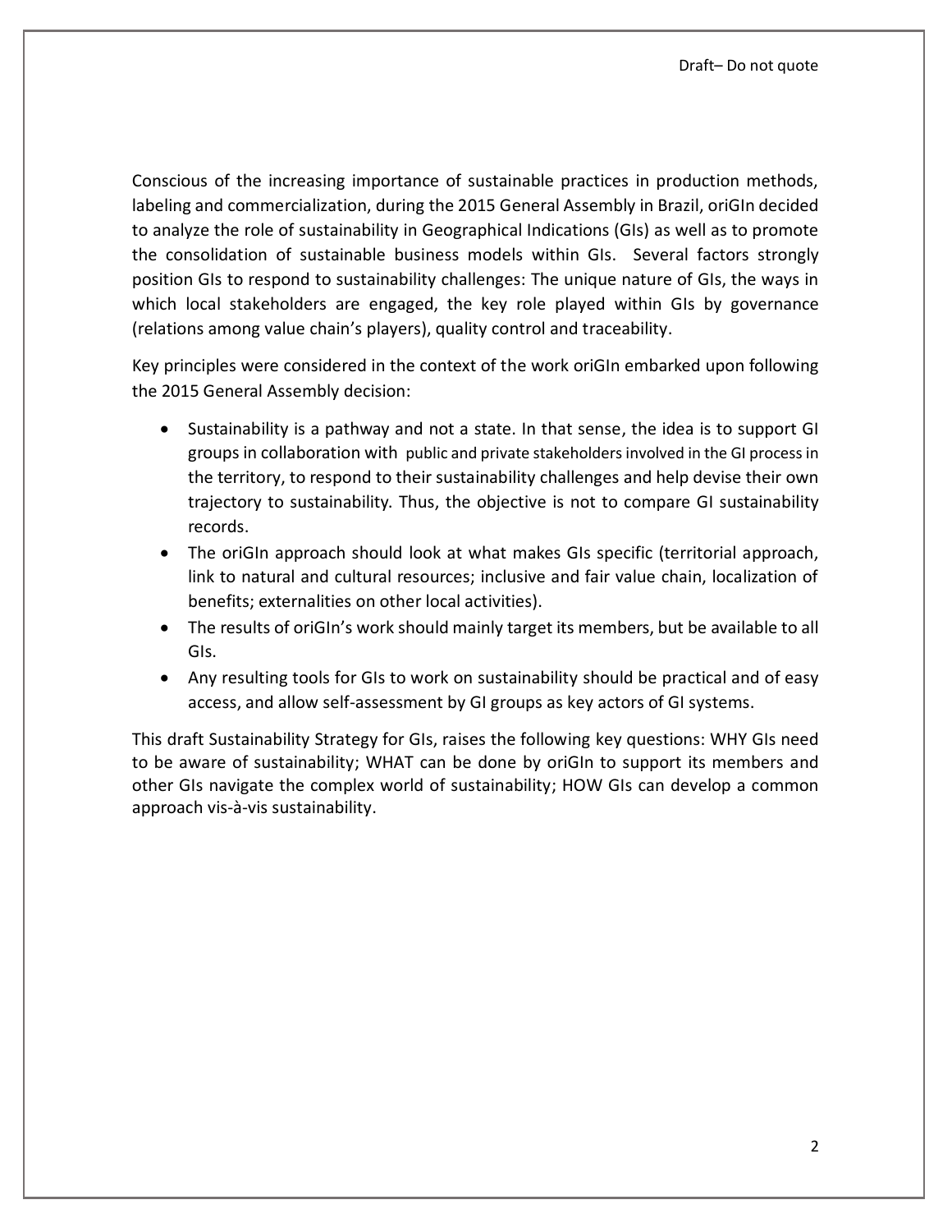Conscious of the increasing importance of sustainable practices in production methods, labeling and commercialization, during the 2015 General Assembly in Brazil, oriGIn decided to analyze the role of sustainability in Geographical Indications (GIs) as well as to promote the consolidation of sustainable business models within GIs. Several factors strongly position GIs to respond to sustainability challenges: The unique nature of GIs, the ways in which local stakeholders are engaged, the key role played within GIs by governance (relations among value chain's players), quality control and traceability.

Key principles were considered in the context of the work oriGIn embarked upon following the 2015 General Assembly decision:

- Sustainability is a pathway and not a state. In that sense, the idea is to support GI groups in collaboration with public and private stakeholders involved in the GI process in the territory, to respond to their sustainability challenges and help devise their own trajectory to sustainability. Thus, the objective is not to compare GI sustainability records.
- The oriGIn approach should look at what makes GIs specific (territorial approach, link to natural and cultural resources; inclusive and fair value chain, localization of benefits; externalities on other local activities).
- The results of oriGIn's work should mainly target its members, but be available to all GIs.
- Any resulting tools for GIs to work on sustainability should be practical and of easy access, and allow self-assessment by GI groups as key actors of GI systems.

This draft Sustainability Strategy for GIs, raises the following key questions: WHY GIs need to be aware of sustainability; WHAT can be done by oriGIn to support its members and other GIs navigate the complex world of sustainability; HOW GIs can develop a common approach vis-à-vis sustainability.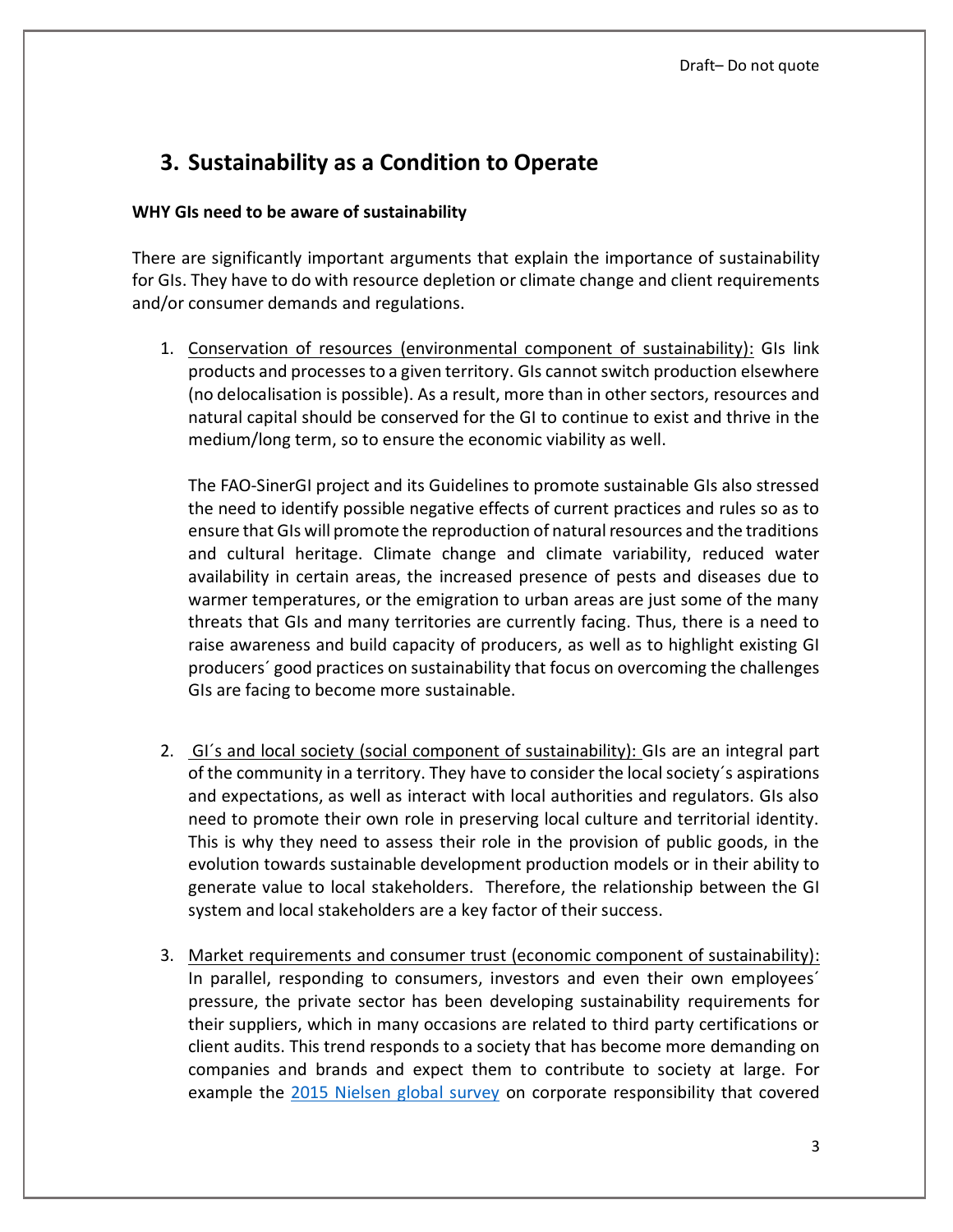## 3. Sustainability as a Condition to Operate

**WHY GIs need to be aware of sustainability**

There are significantly important arguments that explain the importance of sustainability for GIs. They have to do with resource depletion or climate change and client requirements and/or consumer demands and regulations.

1. Conservation of resources (environmental component of sustainability): GIs link products and processes to a given territory. GIs cannot switch production elsewhere (no delocalisation is possible). As a result, more than in other sectors, resources and natural capital should be conserved for the GI to continue to exist and thrive in the medium/long term, so to ensure the economic viability as well.

   The FAO-SinerGI project and its Guidelines to promote sustainable GIs also stressed the need to identify possible negative effects of current practices and rules so as to ensure that GIs will promote the reproduction of natural resources and the traditions and cultural heritage. Climate change and climate variability, reduced water availability in certain areas, the increased presence of pests and diseases due to warmer temperatures, or the emigration to urban areas are just some of the many threats that GIs and many territories are currently facing. Thus, there is a need to raise awareness and build capacity of producers, as well as to highlight existing GI producers´ good practices on sustainability that focus on overcoming the challenges GIs are facing to become more sustainable.

2. GI´s and local society (social component of sustainability): GIs are an integral part of the community in a territory. They have to consider the local society´s aspirations and expectations, as well as interact with local authorities and regulators. GIs also need to promote their own role in preserving local culture and territorial identity. This is why they need to assess their role in the provision of public goods, in the evolution towards sustainable development production models or in their ability to generate value to local stakeholders. Therefore, the relationship between the GI system and local stakeholders are a key factor of their success.

3. Market requirements and consumer trust (economic component of sustainability): In parallel, responding to consumers, investors and even their own employees´ pressure, the private sector has been developing sustainability requirements for their suppliers, which in many occasions are related to third party certifications or client audits. This trend responds to a society that has become more demanding on companies and brands and expect them to contribute to society at large. For example the 2015 Nielsen global survey on corporate responsibility that covered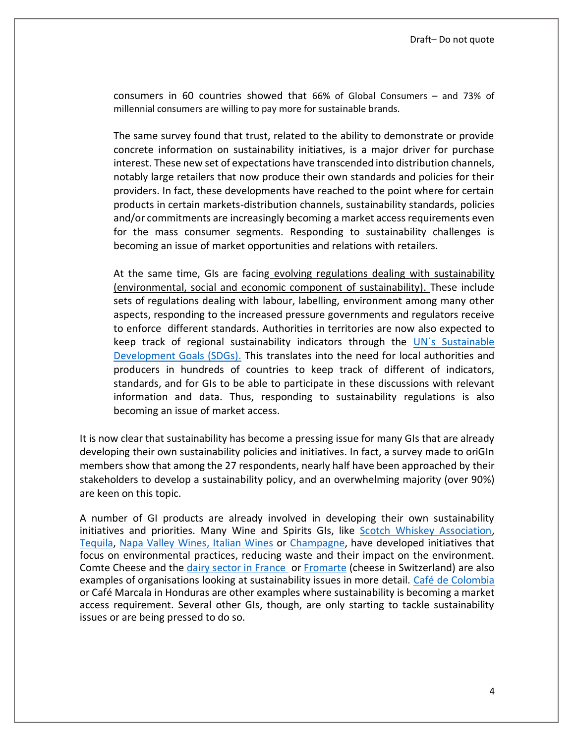consumers in 60 countries showed that 66% of Global Consumers – and 73% of millennial consumers are willing to pay more for sustainable brands.

The same survey found that trust, related to the ability to demonstrate or provide concrete information on sustainability initiatives, is a major driver for purchase interest. These new set of expectations have transcended into distribution channels, notably large retailers that now produce their own standards and policies for their providers. In fact, these developments have reached to the point where for certain products in certain markets-distribution channels, sustainability standards, policies and/or commitments are increasingly becoming a market access requirements even for the mass consumer segments. Responding to sustainability challenges is becoming an issue of market opportunities and relations with retailers.

At the same time, GIs are facing evolving regulations dealing with sustainability (environmental, social and economic component of sustainability). These include sets of regulations dealing with labour, labelling, environment among many other aspects, responding to the increased pressure governments and regulators receive to enforce different standards. Authorities in territories are now also expected to keep track of regional sustainability indicators through the UN´s Sustainable Development Goals (SDGs). This translates into the need for local authorities and producers in hundreds of countries to keep track of different of indicators, standards, and for GIs to be able to participate in these discussions with relevant information and data. Thus, responding to sustainability regulations is also becoming an issue of market access.

It is now clear that sustainability has become a pressing issue for many GIs that are already developing their own sustainability policies and initiatives. In fact, a survey made to oriGIn members show that among the 27 respondents, nearly half have been approached by their stakeholders to develop a sustainability policy, and an overwhelming majority (over 90%) are keen on this topic.

A number of GI products are already involved in developing their own sustainability initiatives and priorities. Many Wine and Spirits GIs, like Scotch Whiskey Association, Tequila, Napa Valley Wines, Italian Wines or Champagne, have developed initiatives that focus on environmental practices, reducing waste and their impact on the environment. Comte Cheese and the dairy sector in France or Fromarte (cheese in Switzerland) are also examples of organisations looking at sustainability issues in more detail. Café de Colombia or Café Marcala in Honduras are other examples where sustainability is becoming a market access requirement. Several other GIs, though, are only starting to tackle sustainability issues or are being pressed to do so.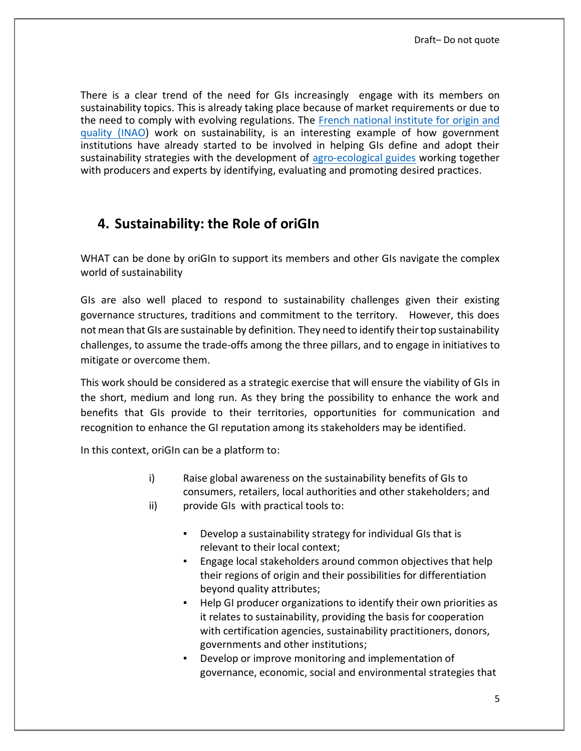There is a clear trend of the need for GIs increasingly engage with its members on sustainability topics. This is already taking place because of market requirements or due to the need to comply with evolving regulations. The French national institute for origin and quality (INAO) work on sustainability, is an interesting example of how government institutions have already started to be involved in helping GIs define and adopt their sustainability strategies with the development of agro-ecological guides working together with producers and experts by identifying, evaluating and promoting desired practices.

## 4. Sustainability: the Role of oriGIn

WHAT can be done by oriGIn to support its members and other GIs navigate the complex world of sustainability

GIs are also well placed to respond to sustainability challenges given their existing governance structures, traditions and commitment to the territory. However, this does not mean that GIs are sustainable by definition. They need to identify their top sustainability challenges, to assume the trade-offs among the three pillars, and to engage in initiatives to mitigate or overcome them.

This work should be considered as a strategic exercise that will ensure the viability of GIs in the short, medium and long run. As they bring the possibility to enhance the work and benefits that GIs provide to their territories, opportunities for communication and recognition to enhance the GI reputation among its stakeholders may be identified.

In this context, oriGIn can be a platform to:

i) Raise global awareness on the sustainability benefits of GIs to consumers, retailers, local authorities and other stakeholders; and

ii) provide GIs with practical tools to:

- Develop a sustainability strategy for individual GIs that is relevant to their local context;
- Engage local stakeholders around common objectives that help their regions of origin and their possibilities for differentiation beyond quality attributes;
- Help GI producer organizations to identify their own priorities as it relates to sustainability, providing the basis for cooperation with certification agencies, sustainability practitioners, donors, governments and other institutions;
- Develop or improve monitoring and implementation of governance, economic, social and environmental strategies that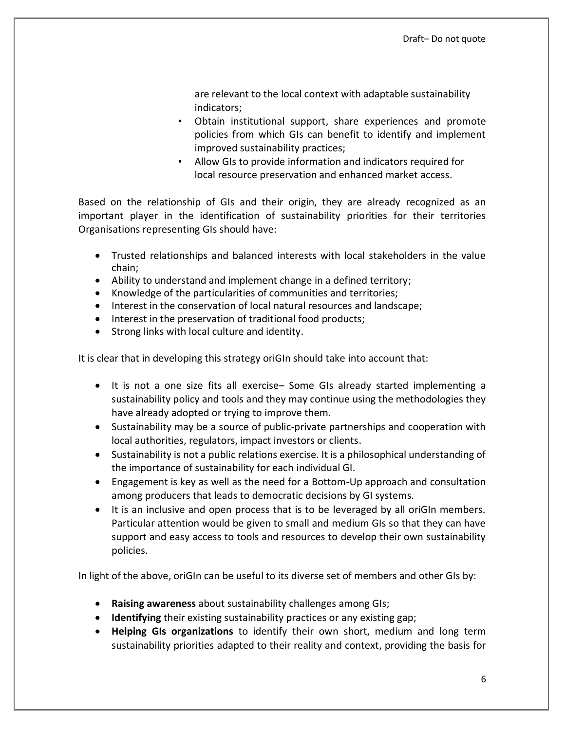are relevant to the local context with adaptable sustainability indicators;

- Obtain institutional support, share experiences and promote policies from which GIs can benefit to identify and implement improved sustainability practices;
- Allow GIs to provide information and indicators required for local resource preservation and enhanced market access.

Based on the relationship of GIs and their origin, they are already recognized as an important player in the identification of sustainability priorities for their territories Organisations representing GIs should have:

- Trusted relationships and balanced interests with local stakeholders in the value chain;
- Ability to understand and implement change in a defined territory;
- Knowledge of the particularities of communities and territories;
- Interest in the conservation of local natural resources and landscape;
- Interest in the preservation of traditional food products;
- Strong links with local culture and identity.

It is clear that in developing this strategy oriGIn should take into account that:

- It is not a one size fits all exercise– Some GIs already started implementing a sustainability policy and tools and they may continue using the methodologies they have already adopted or trying to improve them.
- Sustainability may be a source of public-private partnerships and cooperation with local authorities, regulators, impact investors or clients.
- Sustainability is not a public relations exercise. It is a philosophical understanding of the importance of sustainability for each individual GI.
- Engagement is key as well as the need for a Bottom-Up approach and consultation among producers that leads to democratic decisions by GI systems.
- It is an inclusive and open process that is to be leveraged by all oriGIn members. Particular attention would be given to small and medium GIs so that they can have support and easy access to tools and resources to develop their own sustainability policies.

In light of the above, oriGIn can be useful to its diverse set of members and other GIs by:

- **Raising awareness** about sustainability challenges among GIs;
- **Identifying** their existing sustainability practices or any existing gap;
- **Helping GIs organizations** to identify their own short, medium and long term sustainability priorities adapted to their reality and context, providing the basis for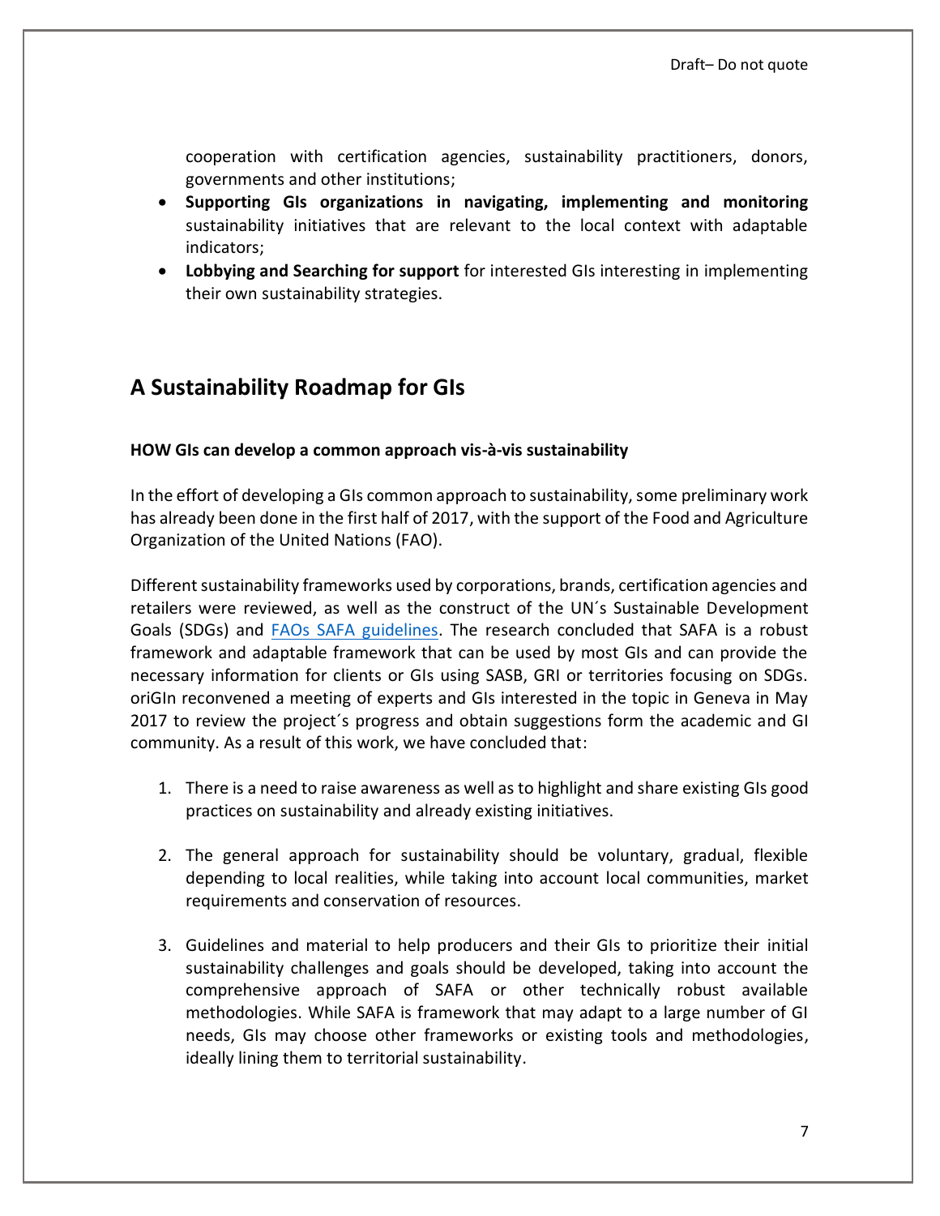cooperation with certification agencies, sustainability practitioners, donors, governments and other institutions;

- **Supporting GIs organizations in navigating, implementing and monitoring** sustainability initiatives that are relevant to the local context with adaptable indicators;
- **Lobbying and Searching for support** for interested GIs interesting in implementing their own sustainability strategies.

## A Sustainability Roadmap for GIs

**HOW GIs can develop a common approach vis-à-vis sustainability**

In the effort of developing a GIs common approach to sustainability, some preliminary work has already been done in the first half of 2017, with the support of the Food and Agriculture Organization of the United Nations (FAO).

Different sustainability frameworks used by corporations, brands, certification agencies and retailers were reviewed, as well as the construct of the UN´s Sustainable Development Goals (SDGs) and FAOs SAFA guidelines. The research concluded that SAFA is a robust framework and adaptable framework that can be used by most GIs and can provide the necessary information for clients or GIs using SASB, GRI or territories focusing on SDGs. oriGIn reconvened a meeting of experts and GIs interested in the topic in Geneva in May 2017 to review the project´s progress and obtain suggestions form the academic and GI community. As a result of this work, we have concluded that:

1. There is a need to raise awareness as well as to highlight and share existing GIs good practices on sustainability and already existing initiatives.

2. The general approach for sustainability should be voluntary, gradual, flexible depending to local realities, while taking into account local communities, market requirements and conservation of resources.

3. Guidelines and material to help producers and their GIs to prioritize their initial sustainability challenges and goals should be developed, taking into account the comprehensive approach of SAFA or other technically robust available methodologies. While SAFA is framework that may adapt to a large number of GI needs, GIs may choose other frameworks or existing tools and methodologies, ideally lining them to territorial sustainability.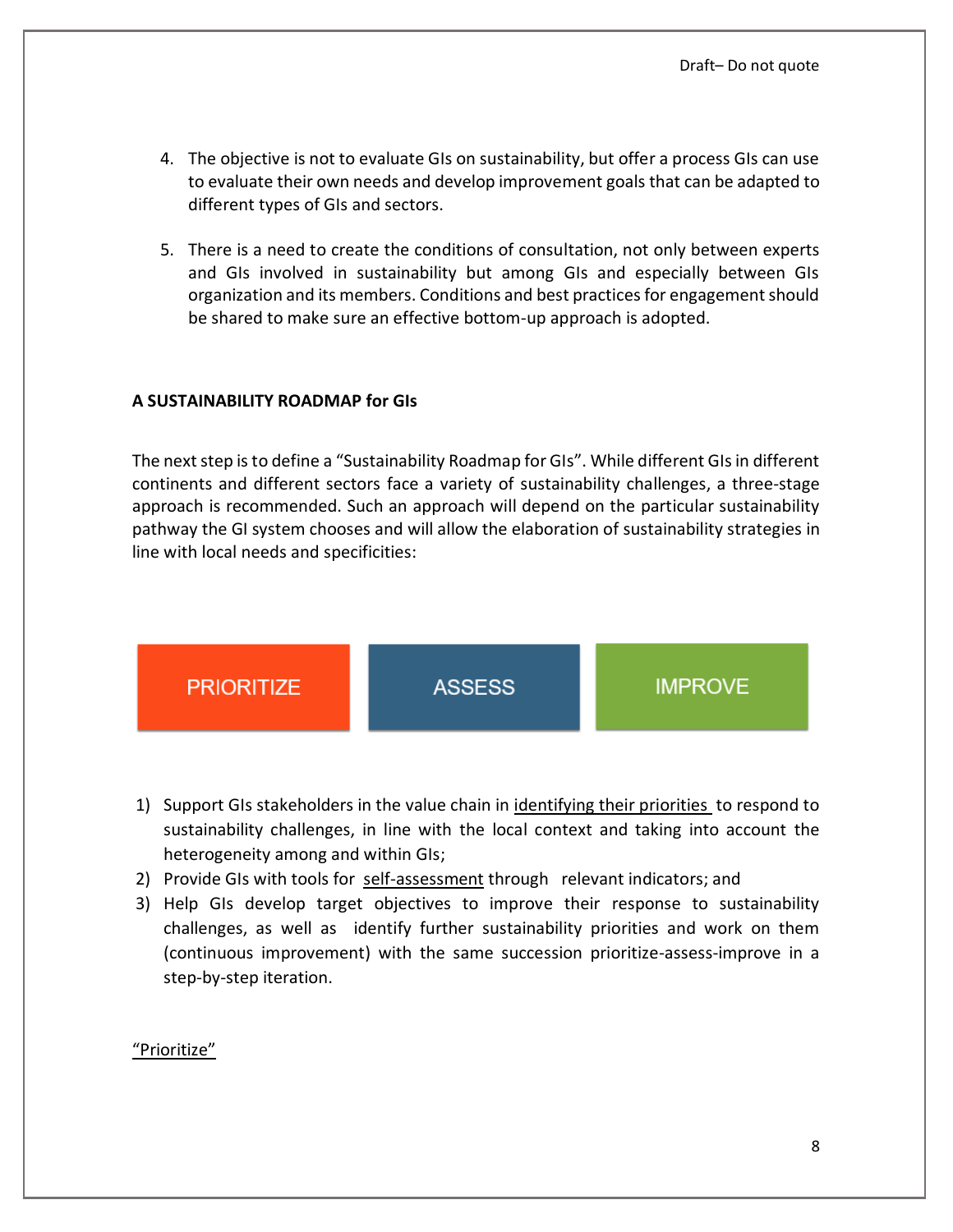4. The objective is not to evaluate GIs on sustainability, but offer a process GIs can use to evaluate their own needs and develop improvement goals that can be adapted to different types of GIs and sectors.

5. There is a need to create the conditions of consultation, not only between experts and GIs involved in sustainability but among GIs and especially between GIs organization and its members. Conditions and best practices for engagement should be shared to make sure an effective bottom-up approach is adopted.

**A SUSTAINABILITY ROADMAP for GIs**

The next step is to define a "Sustainability Roadmap for GIs". While different GIs in different continents and different sectors face a variety of sustainability challenges, a three-stage approach is recommended. Such an approach will depend on the particular sustainability pathway the GI system chooses and will allow the elaboration of sustainability strategies in line with local needs and specificities:

PRIORITIZE | ASSESS | IMPROVE

1) Support GIs stakeholders in the value chain in identifying their priorities to respond to sustainability challenges, in line with the local context and taking into account the heterogeneity among and within GIs;
2) Provide GIs with tools for self-assessment through relevant indicators; and
3) Help GIs develop target objectives to improve their response to sustainability challenges, as well as identify further sustainability priorities and work on them (continuous improvement) with the same succession prioritize-assess-improve in a step-by-step iteration.

"Prioritize"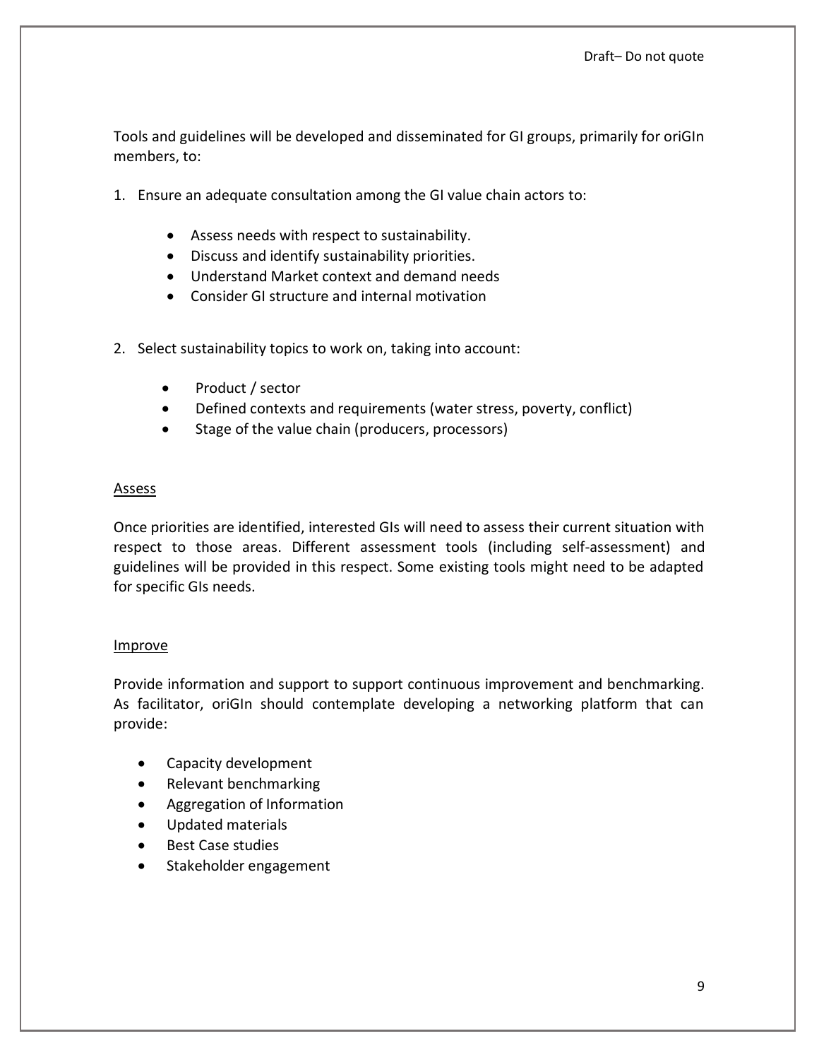Tools and guidelines will be developed and disseminated for GI groups, primarily for oriGIn members, to:

1. Ensure an adequate consultation among the GI value chain actors to:
    - Assess needs with respect to sustainability.
    - Discuss and identify sustainability priorities.
    - Understand Market context and demand needs
    - Consider GI structure and internal motivation

2. Select sustainability topics to work on, taking into account:
    - Product / sector
    - Defined contexts and requirements (water stress, poverty, conflict)
    - Stage of the value chain (producers, processors)

<u>Assess</u>

Once priorities are identified, interested GIs will need to assess their current situation with respect to those areas. Different assessment tools (including self-assessment) and guidelines will be provided in this respect. Some existing tools might need to be adapted for specific GIs needs.

<u>Improve</u>

Provide information and support to support continuous improvement and benchmarking. As facilitator, oriGIn should contemplate developing a networking platform that can provide:

- Capacity development
- Relevant benchmarking
- Aggregation of Information
- Updated materials
- Best Case studies
- Stakeholder engagement